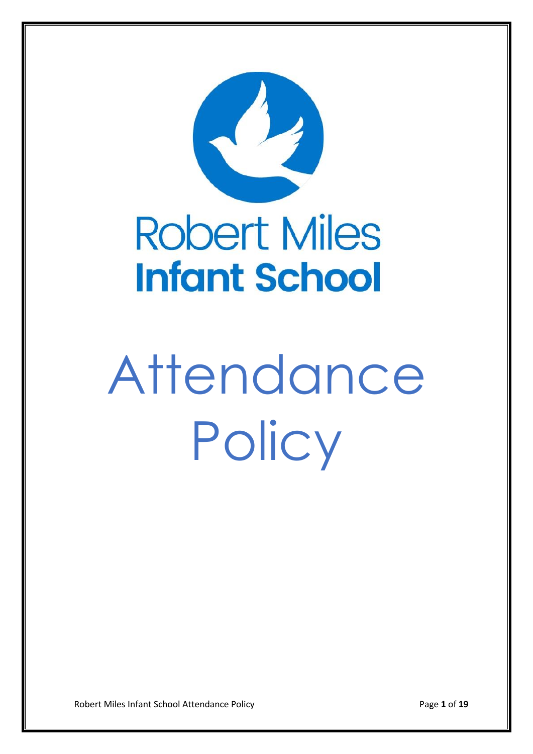# Robert Miles Infant School

# Attendance Policy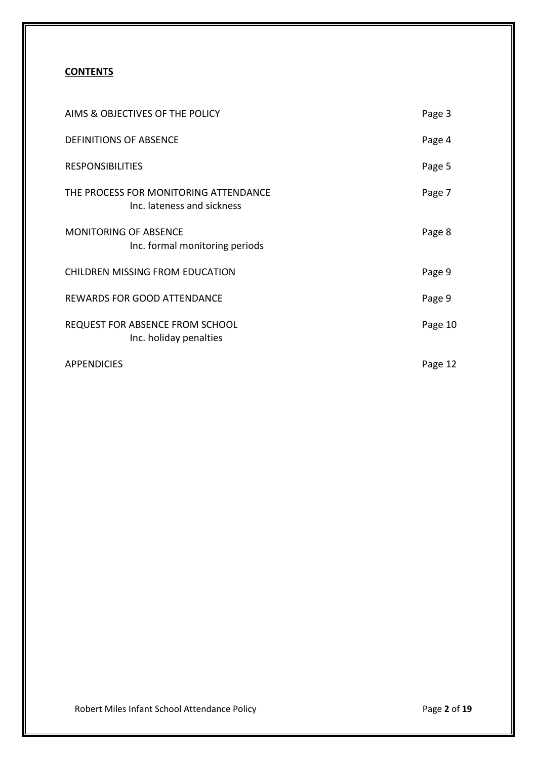**CONTENTS**

| | |
|---|---|
| AIMS & OBJECTIVES OF THE POLICY | Page 3 |
| DEFINITIONS OF ABSENCE | Page 4 |
| RESPONSIBILITIES | Page 5 |
| THE PROCESS FOR MONITORING ATTENDANCE<br>Inc. lateness and sickness | Page 7 |
| MONITORING OF ABSENCE<br>Inc. formal monitoring periods | Page 8 |
| CHILDREN MISSING FROM EDUCATION | Page 9 |
| REWARDS FOR GOOD ATTENDANCE | Page 9 |
| REQUEST FOR ABSENCE FROM SCHOOL<br>Inc. holiday penalties | Page 10 |
| APPENDICIES | Page 12 |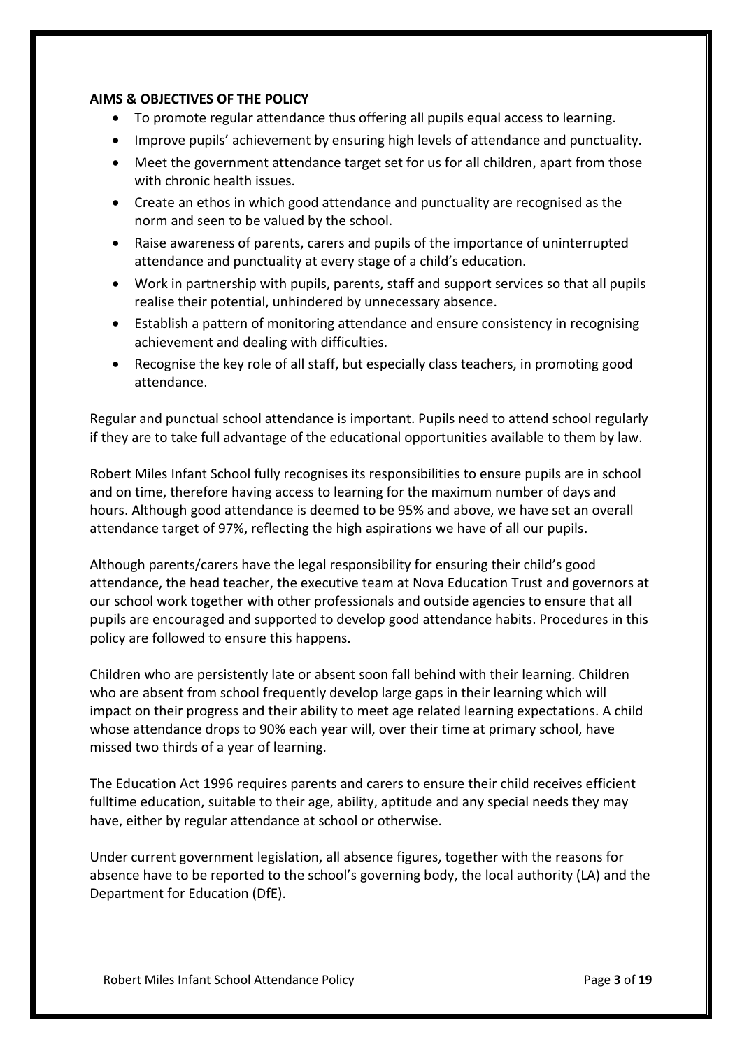**AIMS & OBJECTIVES OF THE POLICY**

- To promote regular attendance thus offering all pupils equal access to learning.
- Improve pupils' achievement by ensuring high levels of attendance and punctuality.
- Meet the government attendance target set for us for all children, apart from those with chronic health issues.
- Create an ethos in which good attendance and punctuality are recognised as the norm and seen to be valued by the school.
- Raise awareness of parents, carers and pupils of the importance of uninterrupted attendance and punctuality at every stage of a child's education.
- Work in partnership with pupils, parents, staff and support services so that all pupils realise their potential, unhindered by unnecessary absence.
- Establish a pattern of monitoring attendance and ensure consistency in recognising achievement and dealing with difficulties.
- Recognise the key role of all staff, but especially class teachers, in promoting good attendance.

Regular and punctual school attendance is important. Pupils need to attend school regularly if they are to take full advantage of the educational opportunities available to them by law.

Robert Miles Infant School fully recognises its responsibilities to ensure pupils are in school and on time, therefore having access to learning for the maximum number of days and hours. Although good attendance is deemed to be 95% and above, we have set an overall attendance target of 97%, reflecting the high aspirations we have of all our pupils.

Although parents/carers have the legal responsibility for ensuring their child's good attendance, the head teacher, the executive team at Nova Education Trust and governors at our school work together with other professionals and outside agencies to ensure that all pupils are encouraged and supported to develop good attendance habits. Procedures in this policy are followed to ensure this happens.

Children who are persistently late or absent soon fall behind with their learning. Children who are absent from school frequently develop large gaps in their learning which will impact on their progress and their ability to meet age related learning expectations. A child whose attendance drops to 90% each year will, over their time at primary school, have missed two thirds of a year of learning.

The Education Act 1996 requires parents and carers to ensure their child receives efficient fulltime education, suitable to their age, ability, aptitude and any special needs they may have, either by regular attendance at school or otherwise.

Under current government legislation, all absence figures, together with the reasons for absence have to be reported to the school's governing body, the local authority (LA) and the Department for Education (DfE).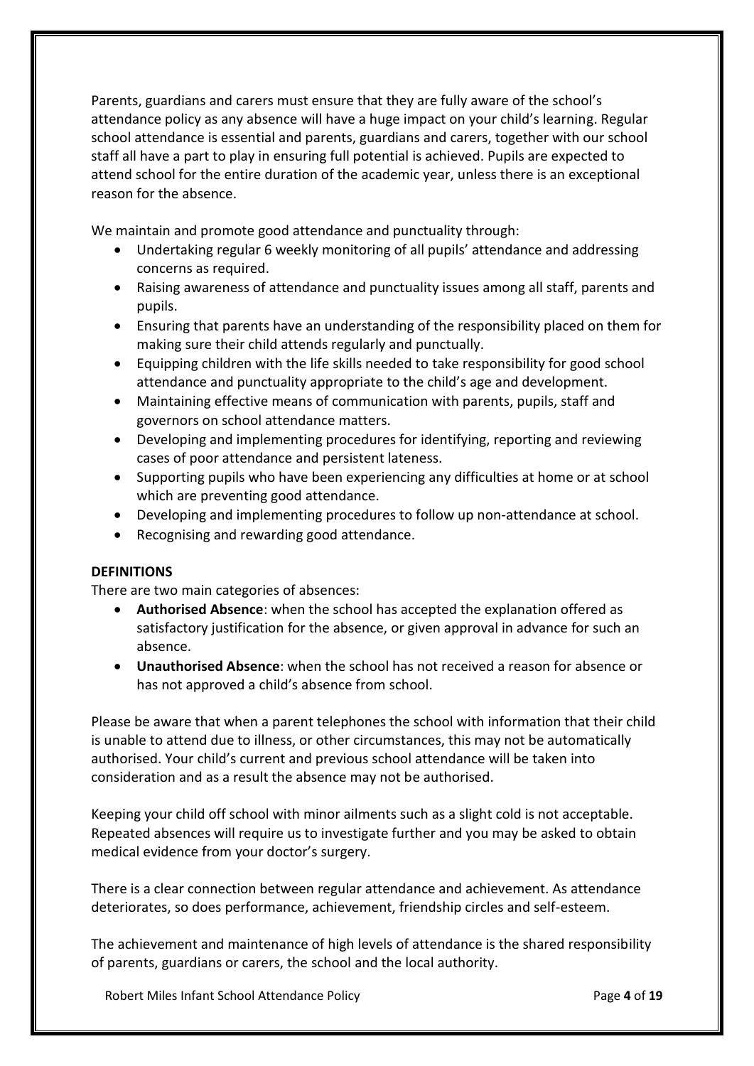Parents, guardians and carers must ensure that they are fully aware of the school's attendance policy as any absence will have a huge impact on your child's learning. Regular school attendance is essential and parents, guardians and carers, together with our school staff all have a part to play in ensuring full potential is achieved. Pupils are expected to attend school for the entire duration of the academic year, unless there is an exceptional reason for the absence.

We maintain and promote good attendance and punctuality through:

- Undertaking regular 6 weekly monitoring of all pupils' attendance and addressing concerns as required.
- Raising awareness of attendance and punctuality issues among all staff, parents and pupils.
- Ensuring that parents have an understanding of the responsibility placed on them for making sure their child attends regularly and punctually.
- Equipping children with the life skills needed to take responsibility for good school attendance and punctuality appropriate to the child's age and development.
- Maintaining effective means of communication with parents, pupils, staff and governors on school attendance matters.
- Developing and implementing procedures for identifying, reporting and reviewing cases of poor attendance and persistent lateness.
- Supporting pupils who have been experiencing any difficulties at home or at school which are preventing good attendance.
- Developing and implementing procedures to follow up non-attendance at school.
- Recognising and rewarding good attendance.

**DEFINITIONS**

There are two main categories of absences:

- **Authorised Absence**: when the school has accepted the explanation offered as satisfactory justification for the absence, or given approval in advance for such an absence.
- **Unauthorised Absence**: when the school has not received a reason for absence or has not approved a child's absence from school.

Please be aware that when a parent telephones the school with information that their child is unable to attend due to illness, or other circumstances, this may not be automatically authorised. Your child's current and previous school attendance will be taken into consideration and as a result the absence may not be authorised.

Keeping your child off school with minor ailments such as a slight cold is not acceptable. Repeated absences will require us to investigate further and you may be asked to obtain medical evidence from your doctor's surgery.

There is a clear connection between regular attendance and achievement. As attendance deteriorates, so does performance, achievement, friendship circles and self-esteem.

The achievement and maintenance of high levels of attendance is the shared responsibility of parents, guardians or carers, the school and the local authority.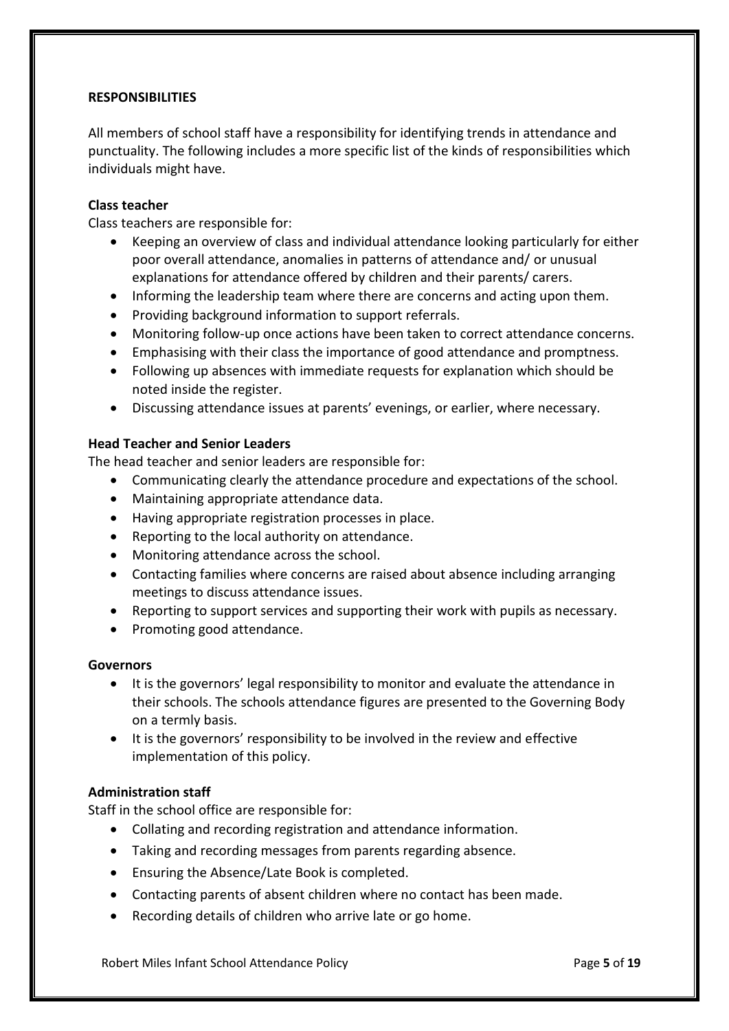## RESPONSIBILITIES

All members of school staff have a responsibility for identifying trends in attendance and punctuality. The following includes a more specific list of the kinds of responsibilities which individuals might have.

### Class teacher

Class teachers are responsible for:

- Keeping an overview of class and individual attendance looking particularly for either poor overall attendance, anomalies in patterns of attendance and/ or unusual explanations for attendance offered by children and their parents/ carers.
- Informing the leadership team where there are concerns and acting upon them.
- Providing background information to support referrals.
- Monitoring follow-up once actions have been taken to correct attendance concerns.
- Emphasising with their class the importance of good attendance and promptness.
- Following up absences with immediate requests for explanation which should be noted inside the register.
- Discussing attendance issues at parents' evenings, or earlier, where necessary.

### Head Teacher and Senior Leaders

The head teacher and senior leaders are responsible for:

- Communicating clearly the attendance procedure and expectations of the school.
- Maintaining appropriate attendance data.
- Having appropriate registration processes in place.
- Reporting to the local authority on attendance.
- Monitoring attendance across the school.
- Contacting families where concerns are raised about absence including arranging meetings to discuss attendance issues.
- Reporting to support services and supporting their work with pupils as necessary.
- Promoting good attendance.

### Governors

- It is the governors' legal responsibility to monitor and evaluate the attendance in their schools. The schools attendance figures are presented to the Governing Body on a termly basis.
- It is the governors' responsibility to be involved in the review and effective implementation of this policy.

### Administration staff

Staff in the school office are responsible for:

- Collating and recording registration and attendance information.
- Taking and recording messages from parents regarding absence.
- Ensuring the Absence/Late Book is completed.
- Contacting parents of absent children where no contact has been made.
- Recording details of children who arrive late or go home.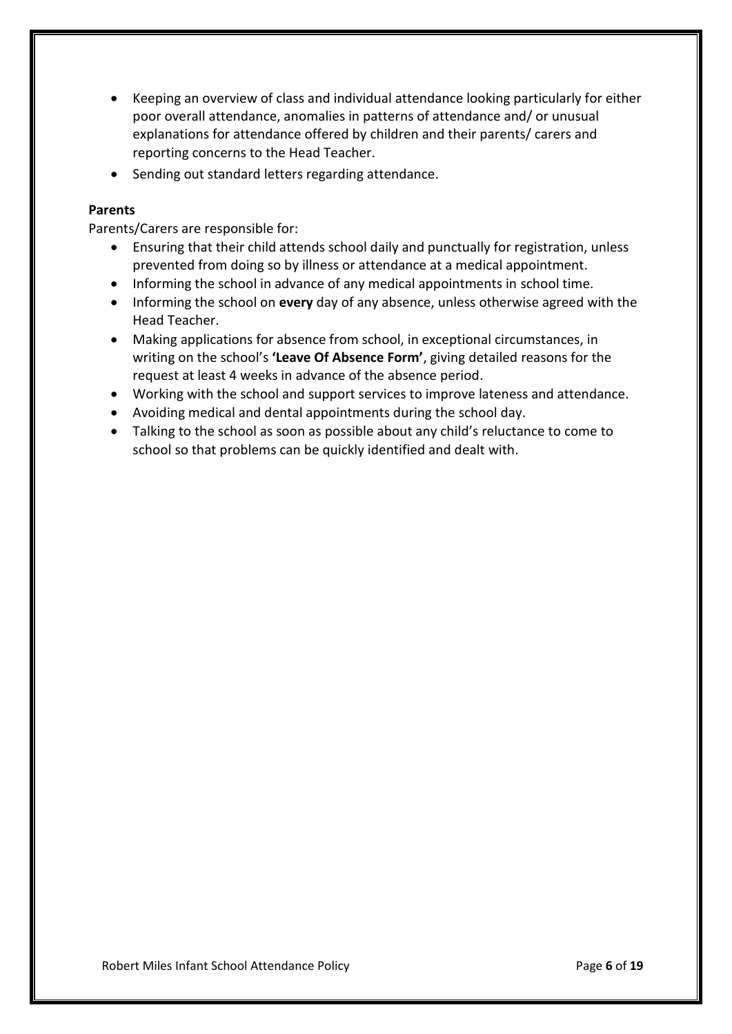- Keeping an overview of class and individual attendance looking particularly for either poor overall attendance, anomalies in patterns of attendance and/ or unusual explanations for attendance offered by children and their parents/ carers and reporting concerns to the Head Teacher.
- Sending out standard letters regarding attendance.

**Parents**

Parents/Carers are responsible for:

- Ensuring that their child attends school daily and punctually for registration, unless prevented from doing so by illness or attendance at a medical appointment.
- Informing the school in advance of any medical appointments in school time.
- Informing the school on **every** day of any absence, unless otherwise agreed with the Head Teacher.
- Making applications for absence from school, in exceptional circumstances, in writing on the school's **'Leave Of Absence Form'**, giving detailed reasons for the request at least 4 weeks in advance of the absence period.
- Working with the school and support services to improve lateness and attendance.
- Avoiding medical and dental appointments during the school day.
- Talking to the school as soon as possible about any child's reluctance to come to school so that problems can be quickly identified and dealt with.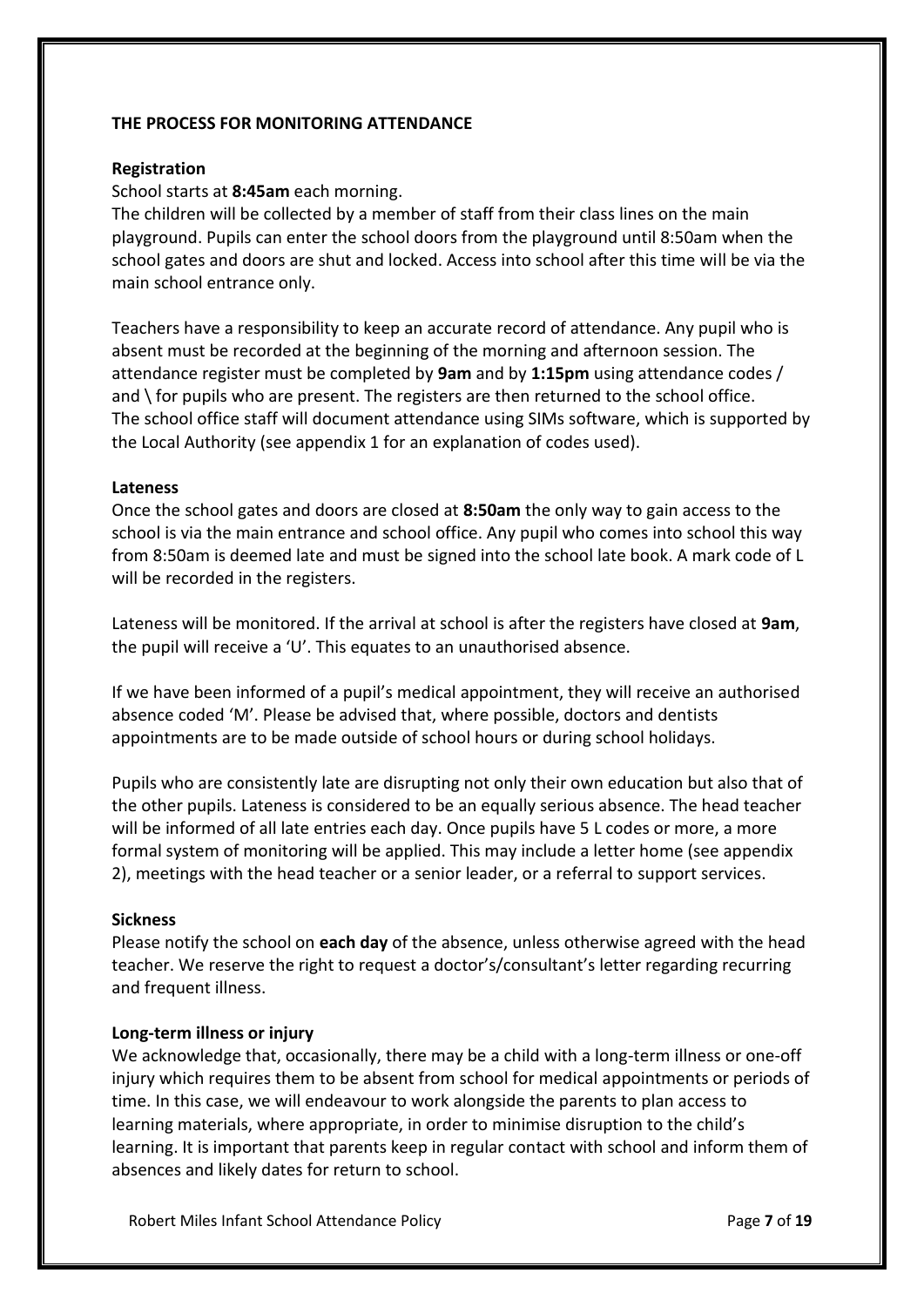## THE PROCESS FOR MONITORING ATTENDANCE

### Registration

School starts at **8:45am** each morning.

The children will be collected by a member of staff from their class lines on the main playground. Pupils can enter the school doors from the playground until 8:50am when the school gates and doors are shut and locked. Access into school after this time will be via the main school entrance only.

Teachers have a responsibility to keep an accurate record of attendance. Any pupil who is absent must be recorded at the beginning of the morning and afternoon session. The attendance register must be completed by **9am** and by **1:15pm** using attendance codes / and \ for pupils who are present. The registers are then returned to the school office. The school office staff will document attendance using SIMs software, which is supported by the Local Authority (see appendix 1 for an explanation of codes used).

### Lateness

Once the school gates and doors are closed at **8:50am** the only way to gain access to the school is via the main entrance and school office. Any pupil who comes into school this way from 8:50am is deemed late and must be signed into the school late book. A mark code of L will be recorded in the registers.

Lateness will be monitored. If the arrival at school is after the registers have closed at **9am**, the pupil will receive a 'U'. This equates to an unauthorised absence.

If we have been informed of a pupil's medical appointment, they will receive an authorised absence coded 'M'. Please be advised that, where possible, doctors and dentists appointments are to be made outside of school hours or during school holidays.

Pupils who are consistently late are disrupting not only their own education but also that of the other pupils. Lateness is considered to be an equally serious absence. The head teacher will be informed of all late entries each day. Once pupils have 5 L codes or more, a more formal system of monitoring will be applied. This may include a letter home (see appendix 2), meetings with the head teacher or a senior leader, or a referral to support services.

### Sickness

Please notify the school on **each day** of the absence, unless otherwise agreed with the head teacher. We reserve the right to request a doctor's/consultant's letter regarding recurring and frequent illness.

### Long-term illness or injury

We acknowledge that, occasionally, there may be a child with a long-term illness or one-off injury which requires them to be absent from school for medical appointments or periods of time. In this case, we will endeavour to work alongside the parents to plan access to learning materials, where appropriate, in order to minimise disruption to the child's learning. It is important that parents keep in regular contact with school and inform them of absences and likely dates for return to school.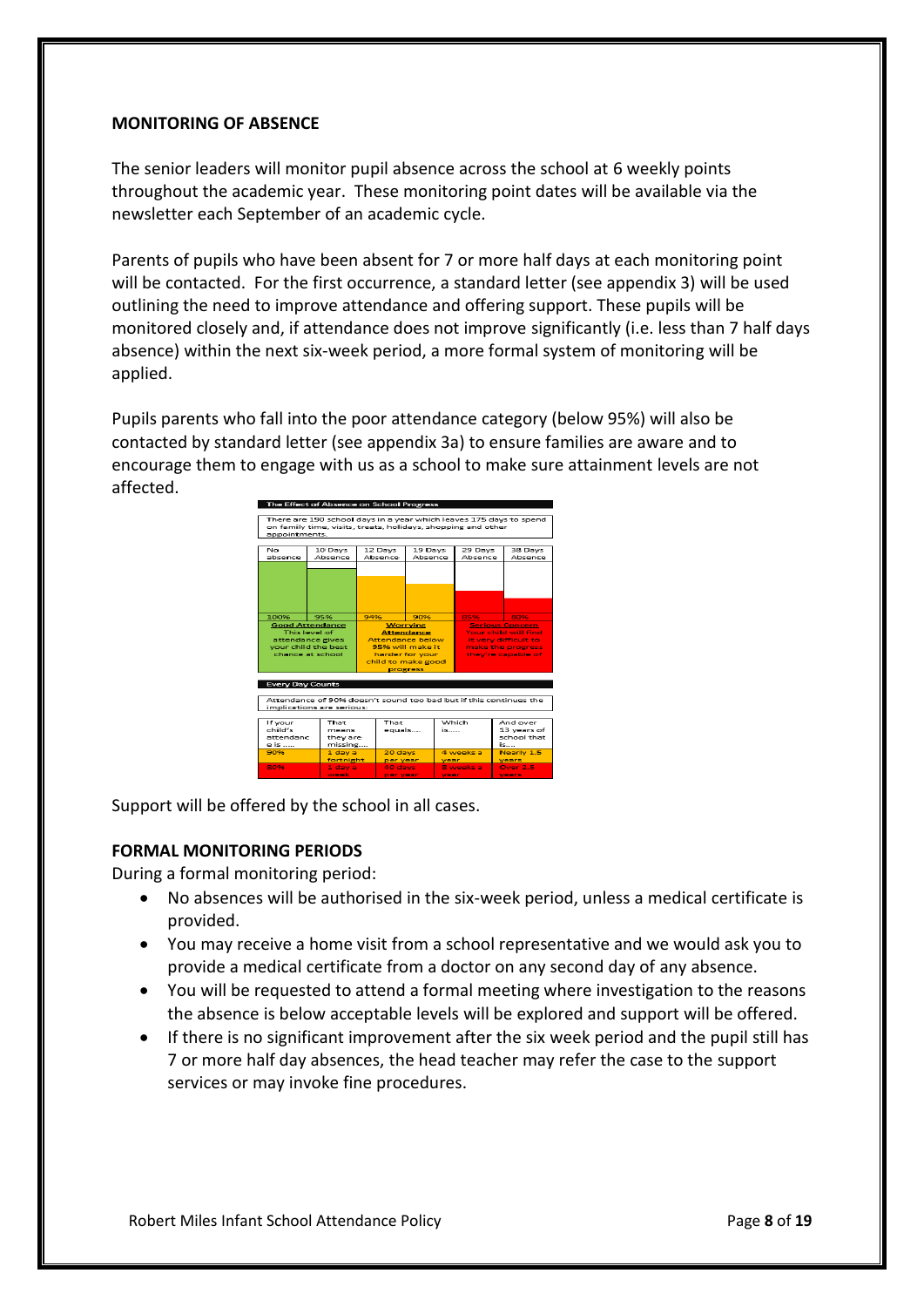## MONITORING OF ABSENCE

The senior leaders will monitor pupil absence across the school at 6 weekly points throughout the academic year. These monitoring point dates will be available via the newsletter each September of an academic cycle.

Parents of pupils who have been absent for 7 or more half days at each monitoring point will be contacted. For the first occurrence, a standard letter (see appendix 3) will be used outlining the need to improve attendance and offering support. These pupils will be monitored closely and, if attendance does not improve significantly (i.e. less than 7 half days absence) within the next six-week period, a more formal system of monitoring will be applied.

Pupils parents who fall into the poor attendance category (below 95%) will also be contacted by standard letter (see appendix 3a) to ensure families are aware and to encourage them to engage with us as a school to make sure attainment levels are not affected.

**The Effect of Absence on School Progress**

There are 190 school days in a year which leaves 175 days to spend on family time, visits, treats, holidays, shopping and other appointments.

| No absence | 10 Days Absence | 12 Days Absence | 19 Days Absence | 29 Days Absence | 38 Days Absence |
|---|---|---|---|---|---|
| 100% | 95% | 94% | 90% | 85% | 80% |
| **Good Attendance** This level of attendance gives your child the best chance at school | | **Worrying Attendance** Attendance below 95% will make it harder for your child to make good progress | | **Serious Concern** Your child will find it very difficult to make the progress they're capable of | |

**Every Day Counts**

Attendance of 90% doesn't sound too bad but if this continues the implications are serious:

| If your child's attendance is ..... | That means they are missing.... | That equals.... | Which is...... | And over 13 years of school that is.... |
|---|---|---|---|---|
| 90% | 1 day a fortnight | 20 days per year | 4 weeks a year | Nearly 1.5 years |
| 80% | 1 day a week | 40 days per year | 8 weeks a year | Over 2.5 years |

Support will be offered by the school in all cases.

## FORMAL MONITORING PERIODS

During a formal monitoring period:

- No absences will be authorised in the six-week period, unless a medical certificate is provided.
- You may receive a home visit from a school representative and we would ask you to provide a medical certificate from a doctor on any second day of any absence.
- You will be requested to attend a formal meeting where investigation to the reasons the absence is below acceptable levels will be explored and support will be offered.
- If there is no significant improvement after the six week period and the pupil still has 7 or more half day absences, the head teacher may refer the case to the support services or may invoke fine procedures.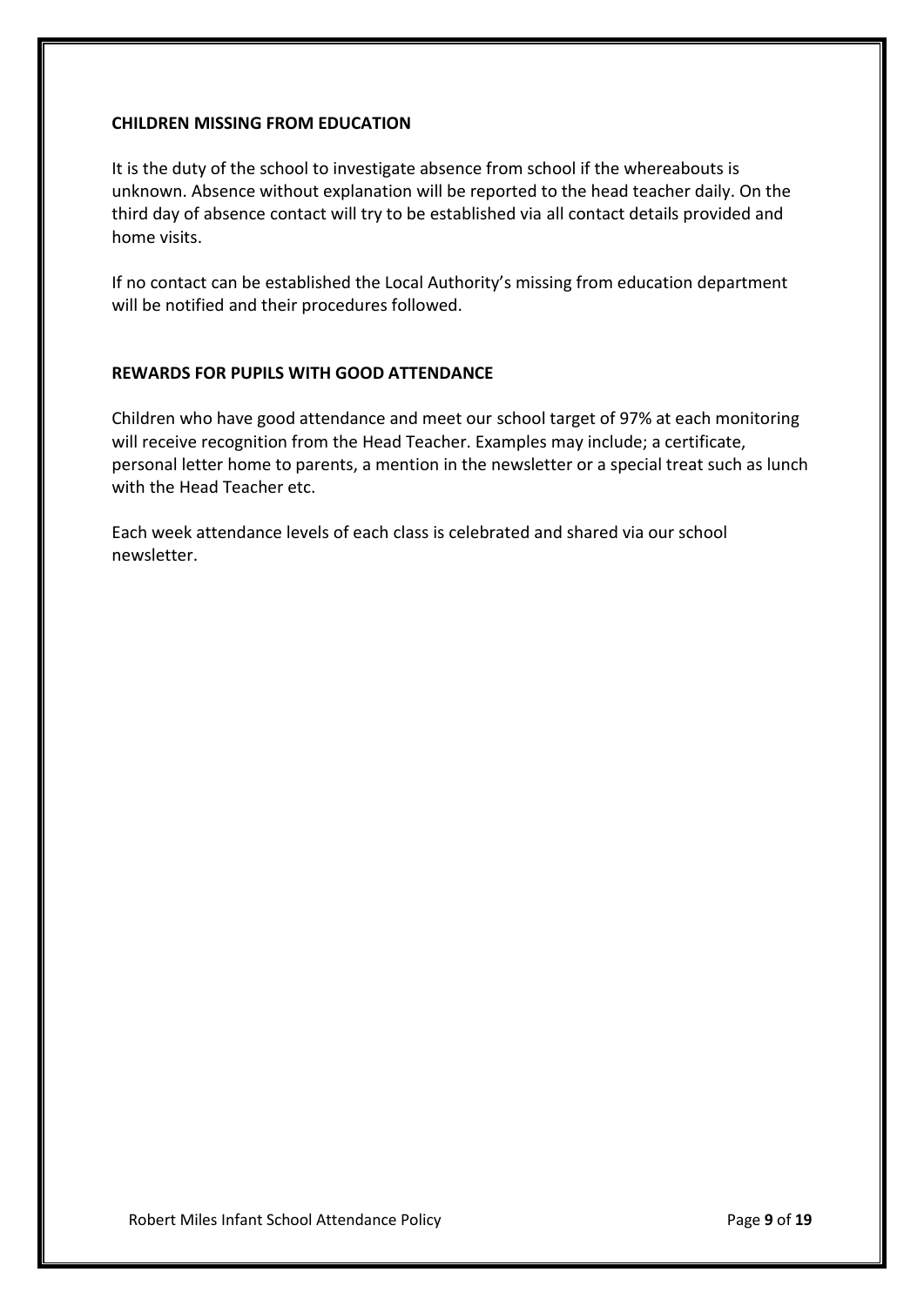## CHILDREN MISSING FROM EDUCATION

It is the duty of the school to investigate absence from school if the whereabouts is unknown. Absence without explanation will be reported to the head teacher daily. On the third day of absence contact will try to be established via all contact details provided and home visits.

If no contact can be established the Local Authority's missing from education department will be notified and their procedures followed.

## REWARDS FOR PUPILS WITH GOOD ATTENDANCE

Children who have good attendance and meet our school target of 97% at each monitoring will receive recognition from the Head Teacher. Examples may include; a certificate, personal letter home to parents, a mention in the newsletter or a special treat such as lunch with the Head Teacher etc.

Each week attendance levels of each class is celebrated and shared via our school newsletter.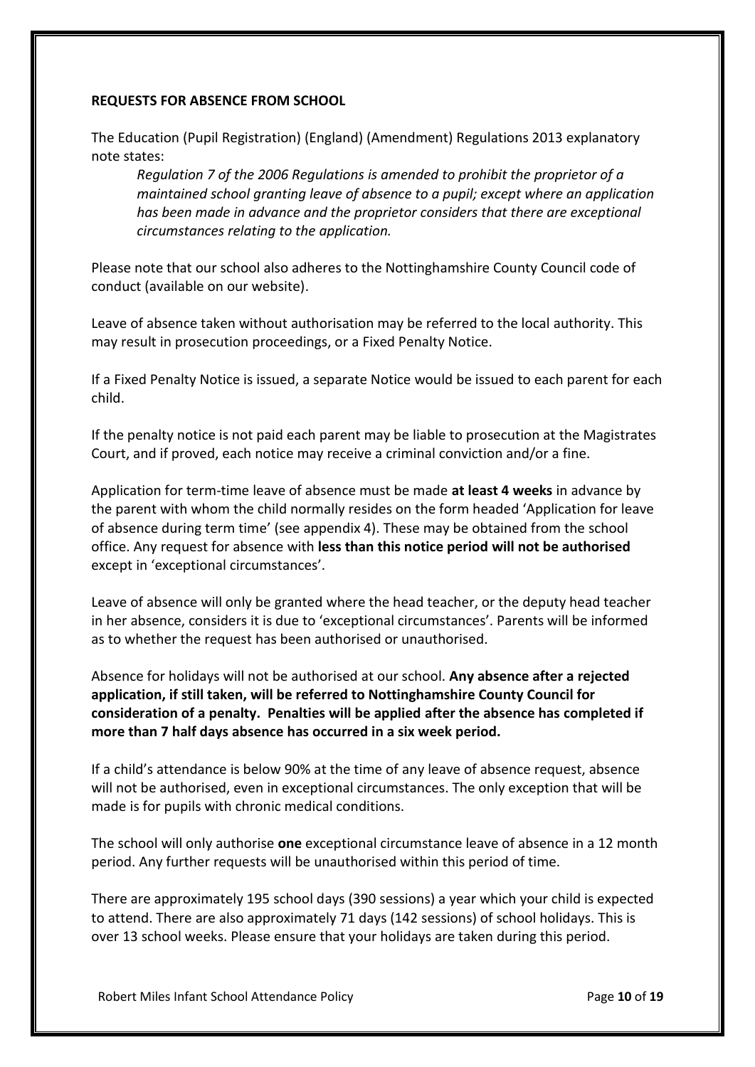**REQUESTS FOR ABSENCE FROM SCHOOL**

The Education (Pupil Registration) (England) (Amendment) Regulations 2013 explanatory note states:

> *Regulation 7 of the 2006 Regulations is amended to prohibit the proprietor of a maintained school granting leave of absence to a pupil; except where an application has been made in advance and the proprietor considers that there are exceptional circumstances relating to the application.*

Please note that our school also adheres to the Nottinghamshire County Council code of conduct (available on our website).

Leave of absence taken without authorisation may be referred to the local authority. This may result in prosecution proceedings, or a Fixed Penalty Notice.

If a Fixed Penalty Notice is issued, a separate Notice would be issued to each parent for each child.

If the penalty notice is not paid each parent may be liable to prosecution at the Magistrates Court, and if proved, each notice may receive a criminal conviction and/or a fine.

Application for term-time leave of absence must be made **at least 4 weeks** in advance by the parent with whom the child normally resides on the form headed 'Application for leave of absence during term time' (see appendix 4). These may be obtained from the school office. Any request for absence with **less than this notice period will not be authorised** except in 'exceptional circumstances'.

Leave of absence will only be granted where the head teacher, or the deputy head teacher in her absence, considers it is due to 'exceptional circumstances'. Parents will be informed as to whether the request has been authorised or unauthorised.

Absence for holidays will not be authorised at our school. **Any absence after a rejected application, if still taken, will be referred to Nottinghamshire County Council for consideration of a penalty. Penalties will be applied after the absence has completed if more than 7 half days absence has occurred in a six week period.**

If a child's attendance is below 90% at the time of any leave of absence request, absence will not be authorised, even in exceptional circumstances. The only exception that will be made is for pupils with chronic medical conditions.

The school will only authorise **one** exceptional circumstance leave of absence in a 12 month period. Any further requests will be unauthorised within this period of time.

There are approximately 195 school days (390 sessions) a year which your child is expected to attend. There are also approximately 71 days (142 sessions) of school holidays. This is over 13 school weeks. Please ensure that your holidays are taken during this period.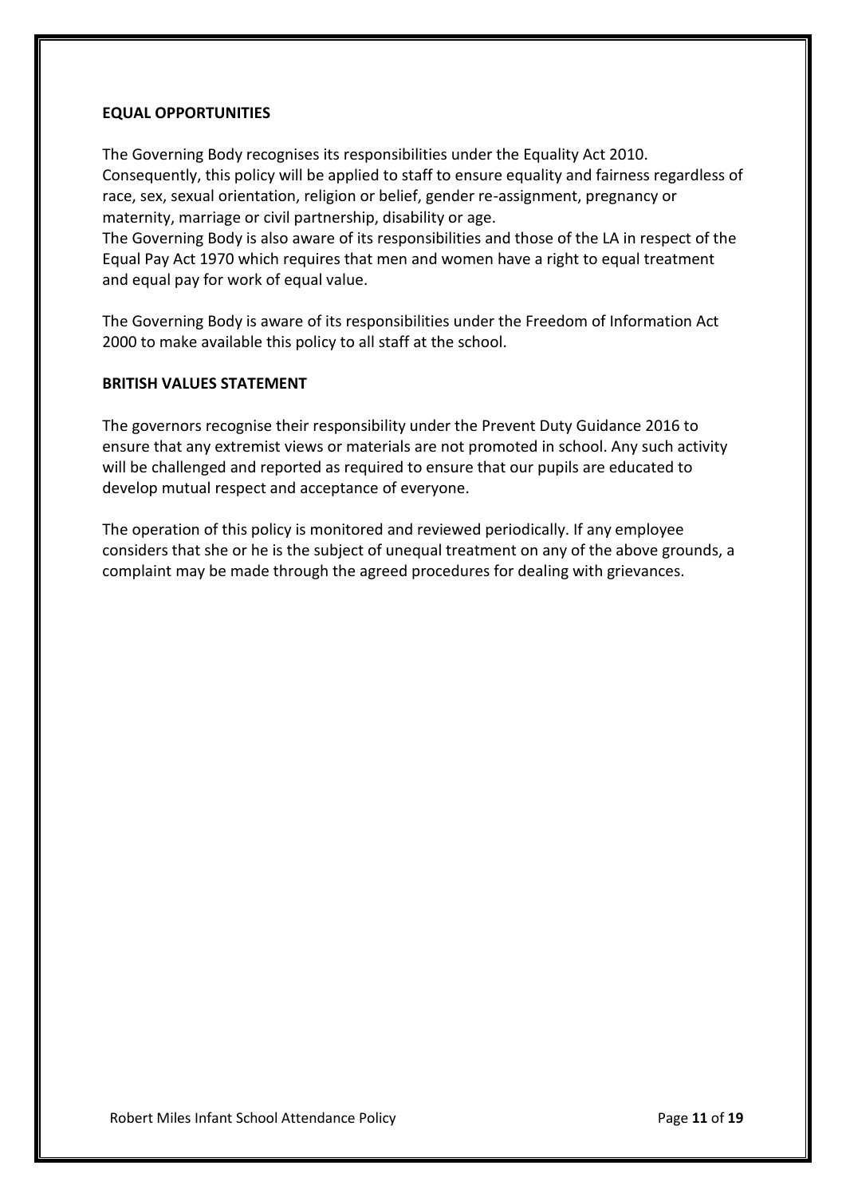**EQUAL OPPORTUNITIES**

The Governing Body recognises its responsibilities under the Equality Act 2010. Consequently, this policy will be applied to staff to ensure equality and fairness regardless of race, sex, sexual orientation, religion or belief, gender re-assignment, pregnancy or maternity, marriage or civil partnership, disability or age.
The Governing Body is also aware of its responsibilities and those of the LA in respect of the Equal Pay Act 1970 which requires that men and women have a right to equal treatment and equal pay for work of equal value.

The Governing Body is aware of its responsibilities under the Freedom of Information Act 2000 to make available this policy to all staff at the school.

**BRITISH VALUES STATEMENT**

The governors recognise their responsibility under the Prevent Duty Guidance 2016 to ensure that any extremist views or materials are not promoted in school. Any such activity will be challenged and reported as required to ensure that our pupils are educated to develop mutual respect and acceptance of everyone.

The operation of this policy is monitored and reviewed periodically. If any employee considers that she or he is the subject of unequal treatment on any of the above grounds, a complaint may be made through the agreed procedures for dealing with grievances.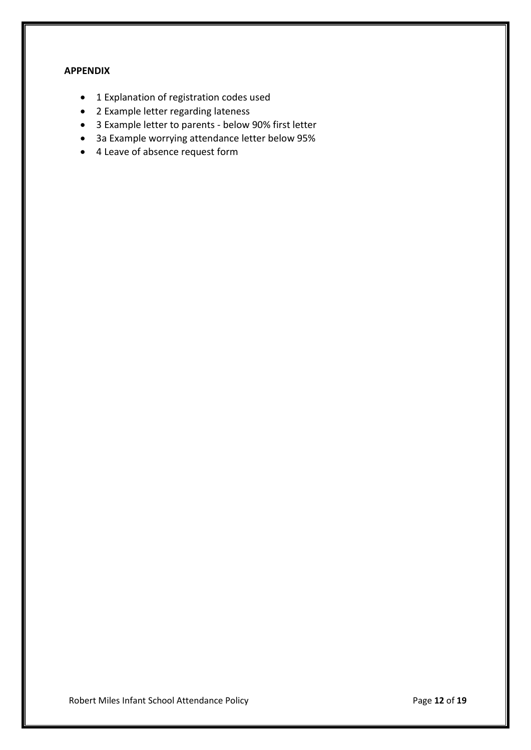**APPENDIX**

- 1 Explanation of registration codes used
- 2 Example letter regarding lateness
- 3 Example letter to parents - below 90% first letter
- 3a Example worrying attendance letter below 95%
- 4 Leave of absence request form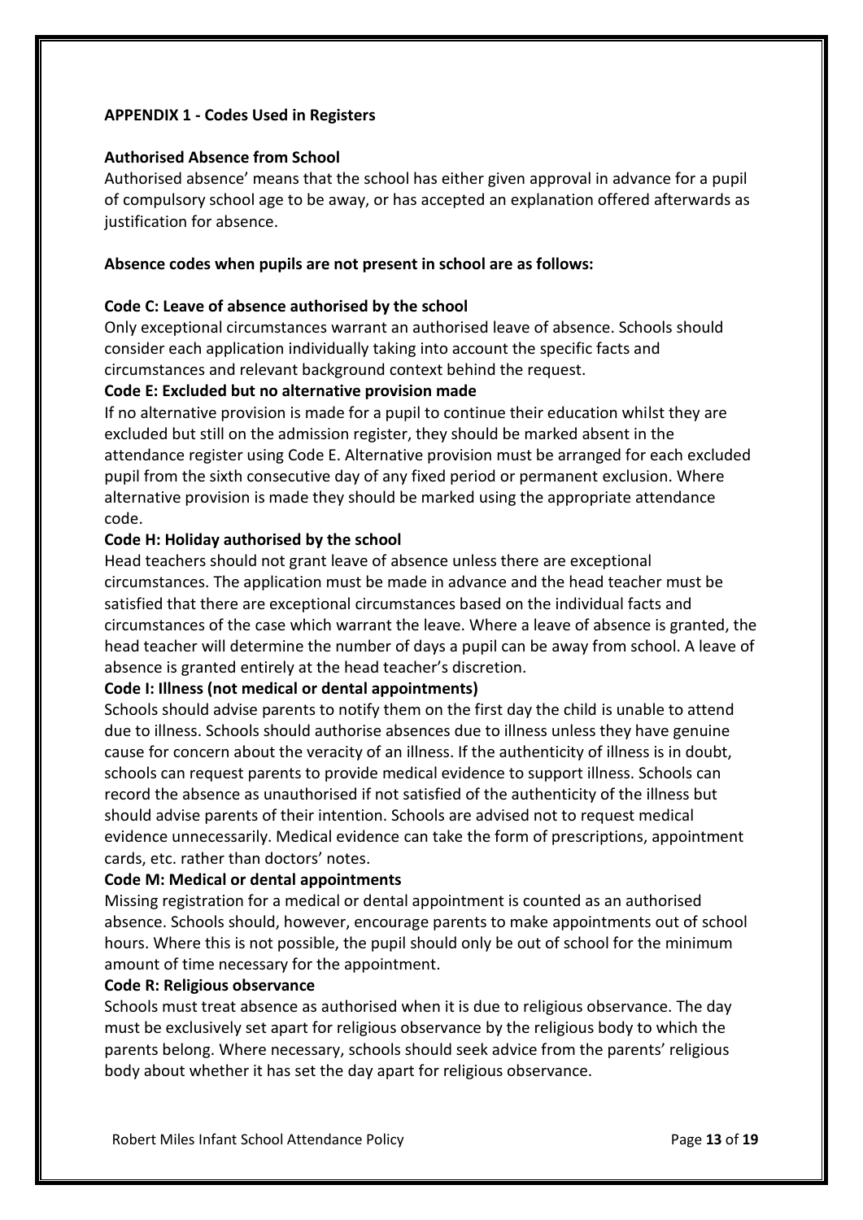## APPENDIX 1 - Codes Used in Registers

**Authorised Absence from School**

Authorised absence' means that the school has either given approval in advance for a pupil of compulsory school age to be away, or has accepted an explanation offered afterwards as justification for absence.

**Absence codes when pupils are not present in school are as follows:**

**Code C: Leave of absence authorised by the school**

Only exceptional circumstances warrant an authorised leave of absence. Schools should consider each application individually taking into account the specific facts and circumstances and relevant background context behind the request.

**Code E: Excluded but no alternative provision made**

If no alternative provision is made for a pupil to continue their education whilst they are excluded but still on the admission register, they should be marked absent in the attendance register using Code E. Alternative provision must be arranged for each excluded pupil from the sixth consecutive day of any fixed period or permanent exclusion. Where alternative provision is made they should be marked using the appropriate attendance code.

**Code H: Holiday authorised by the school**

Head teachers should not grant leave of absence unless there are exceptional circumstances. The application must be made in advance and the head teacher must be satisfied that there are exceptional circumstances based on the individual facts and circumstances of the case which warrant the leave. Where a leave of absence is granted, the head teacher will determine the number of days a pupil can be away from school. A leave of absence is granted entirely at the head teacher's discretion.

**Code I: Illness (not medical or dental appointments)**

Schools should advise parents to notify them on the first day the child is unable to attend due to illness. Schools should authorise absences due to illness unless they have genuine cause for concern about the veracity of an illness. If the authenticity of illness is in doubt, schools can request parents to provide medical evidence to support illness. Schools can record the absence as unauthorised if not satisfied of the authenticity of the illness but should advise parents of their intention. Schools are advised not to request medical evidence unnecessarily. Medical evidence can take the form of prescriptions, appointment cards, etc. rather than doctors' notes.

**Code M: Medical or dental appointments**

Missing registration for a medical or dental appointment is counted as an authorised absence. Schools should, however, encourage parents to make appointments out of school hours. Where this is not possible, the pupil should only be out of school for the minimum amount of time necessary for the appointment.

**Code R: Religious observance**

Schools must treat absence as authorised when it is due to religious observance. The day must be exclusively set apart for religious observance by the religious body to which the parents belong. Where necessary, schools should seek advice from the parents' religious body about whether it has set the day apart for religious observance.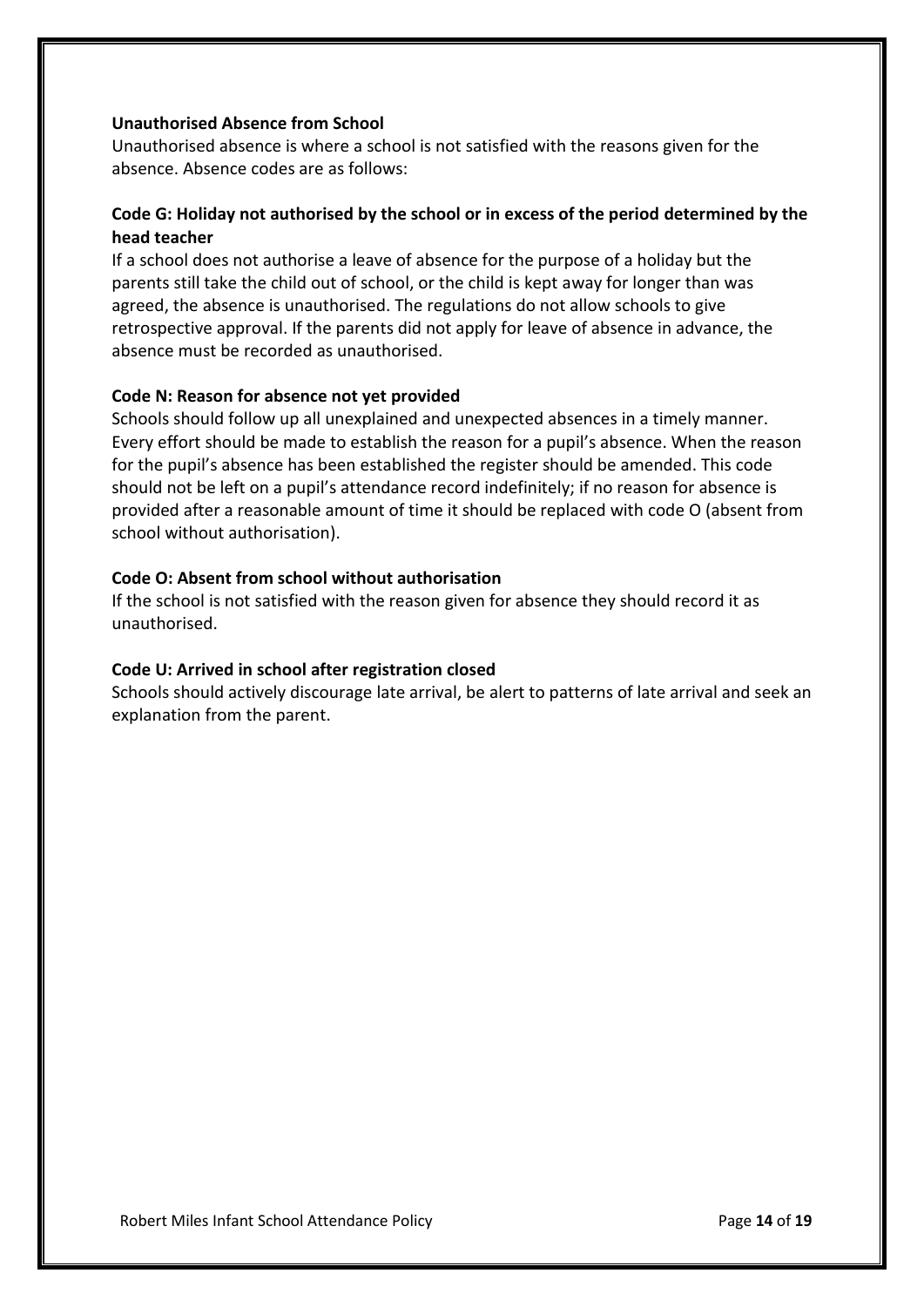**Unauthorised Absence from School**

Unauthorised absence is where a school is not satisfied with the reasons given for the absence. Absence codes are as follows:

**Code G: Holiday not authorised by the school or in excess of the period determined by the head teacher**

If a school does not authorise a leave of absence for the purpose of a holiday but the parents still take the child out of school, or the child is kept away for longer than was agreed, the absence is unauthorised. The regulations do not allow schools to give retrospective approval. If the parents did not apply for leave of absence in advance, the absence must be recorded as unauthorised.

**Code N: Reason for absence not yet provided**

Schools should follow up all unexplained and unexpected absences in a timely manner. Every effort should be made to establish the reason for a pupil's absence. When the reason for the pupil's absence has been established the register should be amended. This code should not be left on a pupil's attendance record indefinitely; if no reason for absence is provided after a reasonable amount of time it should be replaced with code O (absent from school without authorisation).

**Code O: Absent from school without authorisation**

If the school is not satisfied with the reason given for absence they should record it as unauthorised.

**Code U: Arrived in school after registration closed**

Schools should actively discourage late arrival, be alert to patterns of late arrival and seek an explanation from the parent.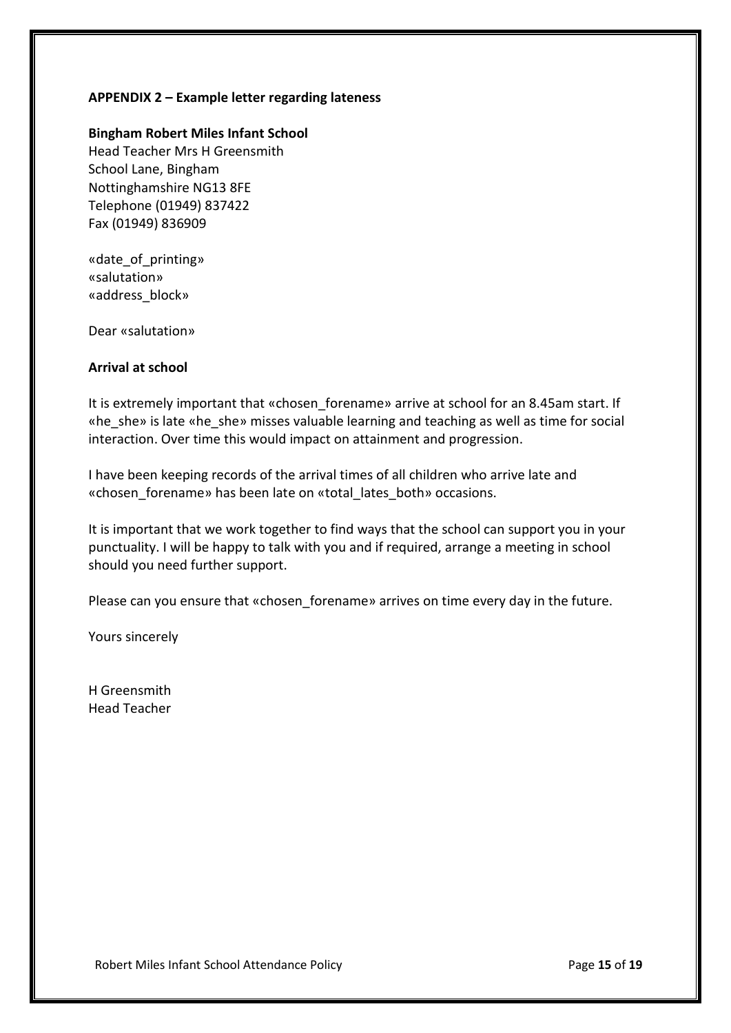**APPENDIX 2 – Example letter regarding lateness**

**Bingham Robert Miles Infant School**
Head Teacher Mrs H Greensmith
School Lane, Bingham
Nottinghamshire NG13 8FE
Telephone (01949) 837422
Fax (01949) 836909

«date_of_printing»
«salutation»
«address_block»

Dear «salutation»

**Arrival at school**

It is extremely important that «chosen_forename» arrive at school for an 8.45am start. If «he_she» is late «he_she» misses valuable learning and teaching as well as time for social interaction. Over time this would impact on attainment and progression.

I have been keeping records of the arrival times of all children who arrive late and «chosen_forename» has been late on «total_lates_both» occasions.

It is important that we work together to find ways that the school can support you in your punctuality. I will be happy to talk with you and if required, arrange a meeting in school should you need further support.

Please can you ensure that «chosen_forename» arrives on time every day in the future.

Yours sincerely

H Greensmith
Head Teacher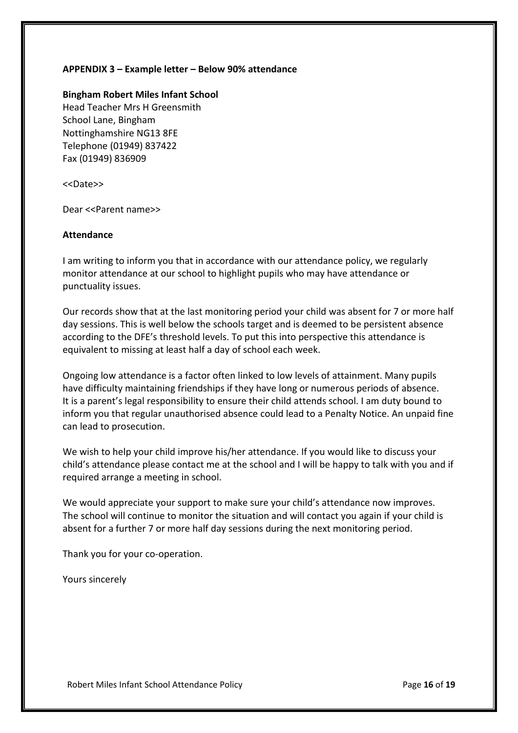**APPENDIX 3 – Example letter – Below 90% attendance**

**Bingham Robert Miles Infant School**
Head Teacher Mrs H Greensmith
School Lane, Bingham
Nottinghamshire NG13 8FE
Telephone (01949) 837422
Fax (01949) 836909

<<Date>>

Dear <<Parent name>>

**Attendance**

I am writing to inform you that in accordance with our attendance policy, we regularly monitor attendance at our school to highlight pupils who may have attendance or punctuality issues.

Our records show that at the last monitoring period your child was absent for 7 or more half day sessions. This is well below the schools target and is deemed to be persistent absence according to the DFE's threshold levels. To put this into perspective this attendance is equivalent to missing at least half a day of school each week.

Ongoing low attendance is a factor often linked to low levels of attainment. Many pupils have difficulty maintaining friendships if they have long or numerous periods of absence. It is a parent's legal responsibility to ensure their child attends school. I am duty bound to inform you that regular unauthorised absence could lead to a Penalty Notice. An unpaid fine can lead to prosecution.

We wish to help your child improve his/her attendance. If you would like to discuss your child's attendance please contact me at the school and I will be happy to talk with you and if required arrange a meeting in school.

We would appreciate your support to make sure your child's attendance now improves. The school will continue to monitor the situation and will contact you again if your child is absent for a further 7 or more half day sessions during the next monitoring period.

Thank you for your co-operation.

Yours sincerely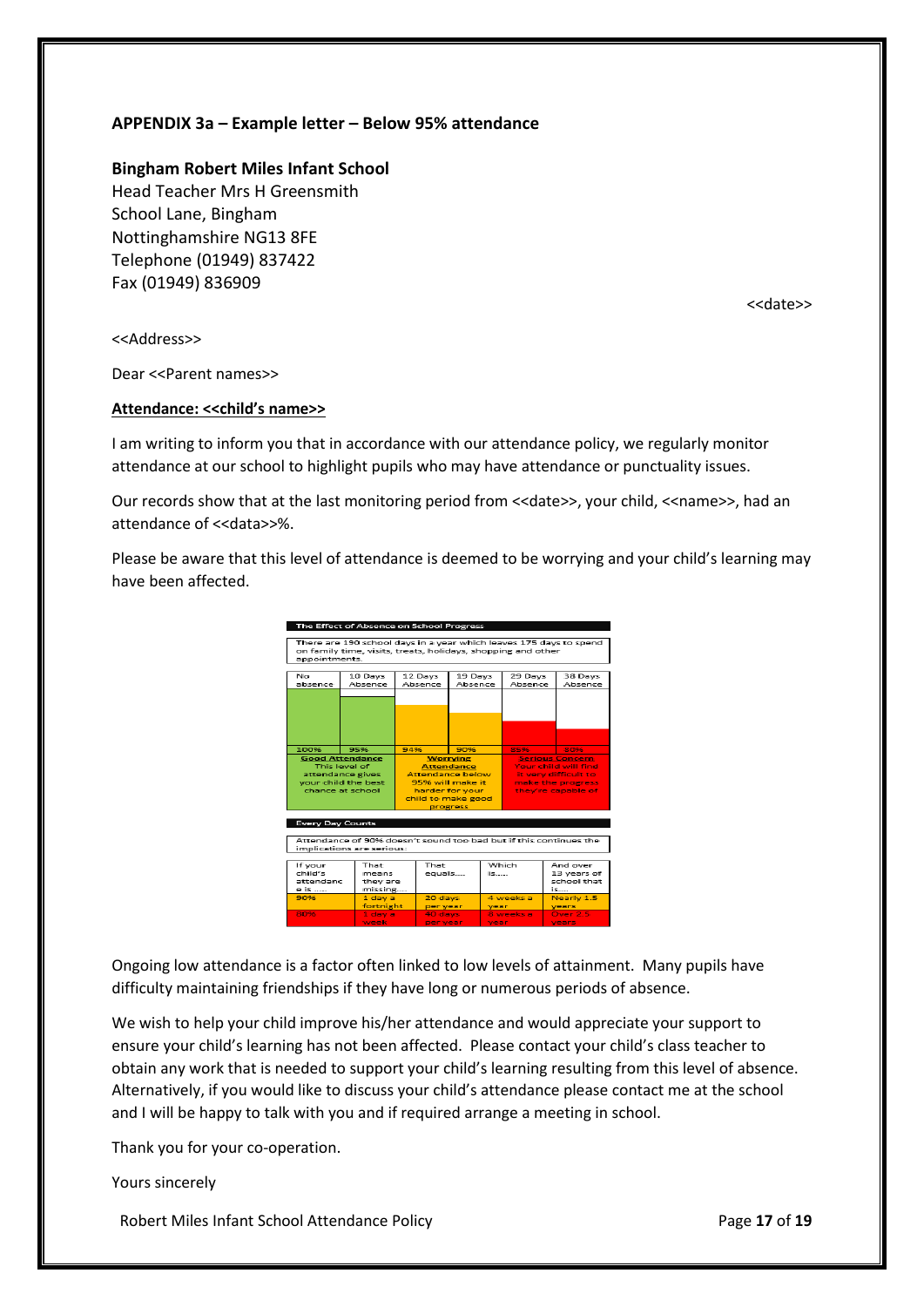**APPENDIX 3a – Example letter – Below 95% attendance**

**Bingham Robert Miles Infant School**
Head Teacher Mrs H Greensmith
School Lane, Bingham
Nottinghamshire NG13 8FE
Telephone (01949) 837422
Fax (01949) 836909

<<date>>

<<Address>>

Dear <<Parent names>>

**<u>Attendance: <<child's name>></u>**

I am writing to inform you that in accordance with our attendance policy, we regularly monitor attendance at our school to highlight pupils who may have attendance or punctuality issues.

Our records show that at the last monitoring period from <<date>>, your child, <<name>>, had an attendance of <<data>>%.

Please be aware that this level of attendance is deemed to be worrying and your child's learning may have been affected.

**The Effect of Absence on School Progress**

There are 190 school days in a year which leaves 175 days to spend on family time, visits, treats, holidays, shopping and other appointments.

| No absence | 10 Days Absence | 12 Days Absence | 19 Days Absence | 29 Days Absence | 38 Days Absence |
|---|---|---|---|---|---|
| 100% | 95% | 94% | 90% | 85% | 80% |
| **Good Attendance** This level of attendance gives your child the best chance at school | | **Worrying Attendance** Attendance below 95% will make it harder for your child to make good progress | | **Serious Concern** Your child will find it very difficult to make the progress they're capable of | |

**Every Day Counts**

Attendance of 90% doesn't sound too bad but if this continues the implications are serious:

| If your child's attendance is ..... | That means they are missing.... | That equals.... | Which is..... | And over 13 years of school that is..... |
|---|---|---|---|---|
| 90% | 1 day a fortnight | 20 days per year | 4 weeks a year | Nearly 1.5 years |
| 80% | 1 day a week | 40 days per year | 8 weeks a year | Over 2.5 years |

Ongoing low attendance is a factor often linked to low levels of attainment. Many pupils have difficulty maintaining friendships if they have long or numerous periods of absence.

We wish to help your child improve his/her attendance and would appreciate your support to ensure your child's learning has not been affected. Please contact your child's class teacher to obtain any work that is needed to support your child's learning resulting from this level of absence. Alternatively, if you would like to discuss your child's attendance please contact me at the school and I will be happy to talk with you and if required arrange a meeting in school.

Thank you for your co-operation.

Yours sincerely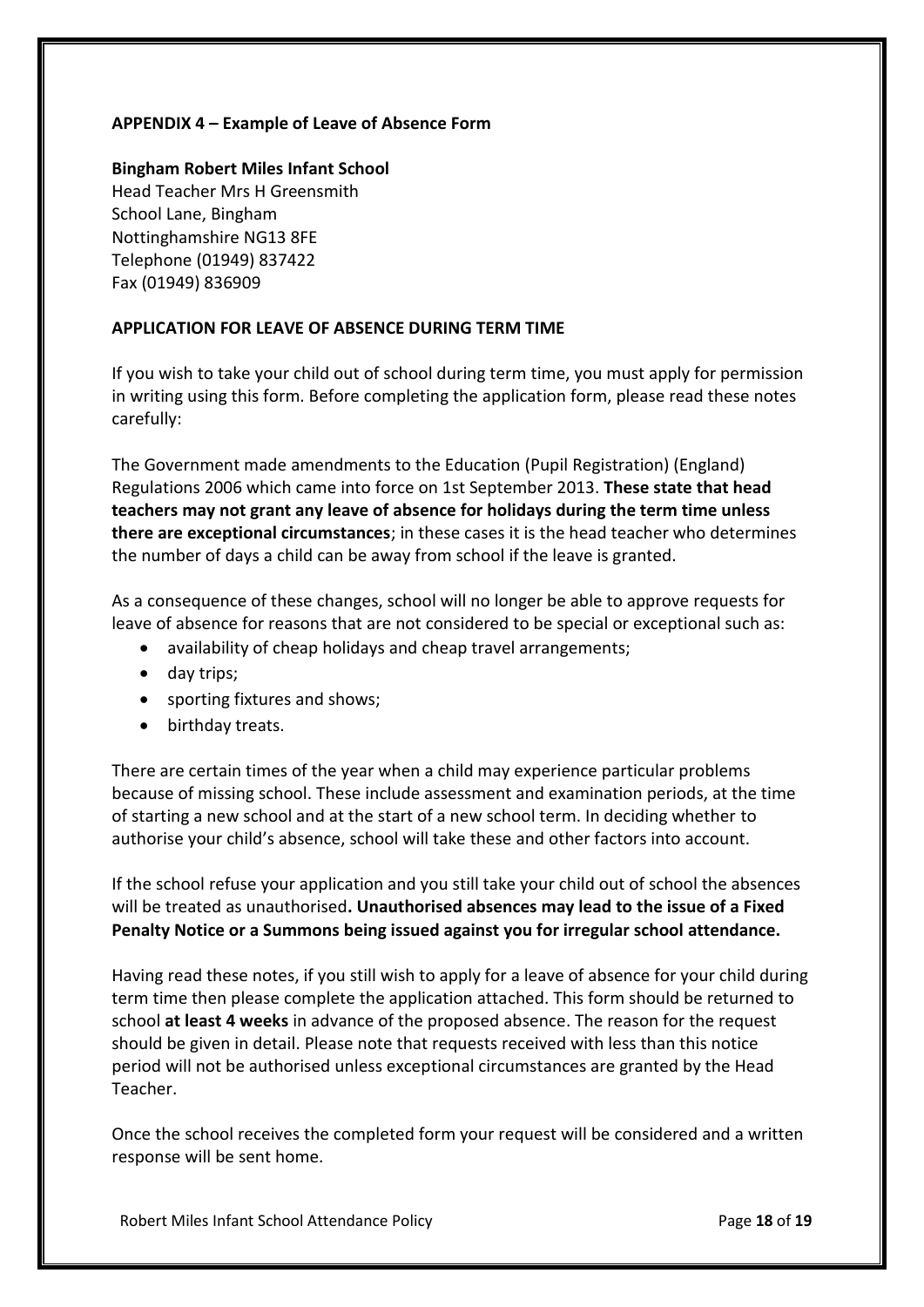**APPENDIX 4 – Example of Leave of Absence Form**

**Bingham Robert Miles Infant School**
Head Teacher Mrs H Greensmith
School Lane, Bingham
Nottinghamshire NG13 8FE
Telephone (01949) 837422
Fax (01949) 836909

**APPLICATION FOR LEAVE OF ABSENCE DURING TERM TIME**

If you wish to take your child out of school during term time, you must apply for permission in writing using this form. Before completing the application form, please read these notes carefully:

The Government made amendments to the Education (Pupil Registration) (England) Regulations 2006 which came into force on 1st September 2013. **These state that head teachers may not grant any leave of absence for holidays during the term time unless there are exceptional circumstances**; in these cases it is the head teacher who determines the number of days a child can be away from school if the leave is granted.

As a consequence of these changes, school will no longer be able to approve requests for leave of absence for reasons that are not considered to be special or exceptional such as:

- availability of cheap holidays and cheap travel arrangements;
- day trips;
- sporting fixtures and shows;
- birthday treats.

There are certain times of the year when a child may experience particular problems because of missing school. These include assessment and examination periods, at the time of starting a new school and at the start of a new school term. In deciding whether to authorise your child's absence, school will take these and other factors into account.

If the school refuse your application and you still take your child out of school the absences will be treated as unauthorised**. Unauthorised absences may lead to the issue of a Fixed Penalty Notice or a Summons being issued against you for irregular school attendance.**

Having read these notes, if you still wish to apply for a leave of absence for your child during term time then please complete the application attached. This form should be returned to school **at least 4 weeks** in advance of the proposed absence. The reason for the request should be given in detail. Please note that requests received with less than this notice period will not be authorised unless exceptional circumstances are granted by the Head Teacher.

Once the school receives the completed form your request will be considered and a written response will be sent home.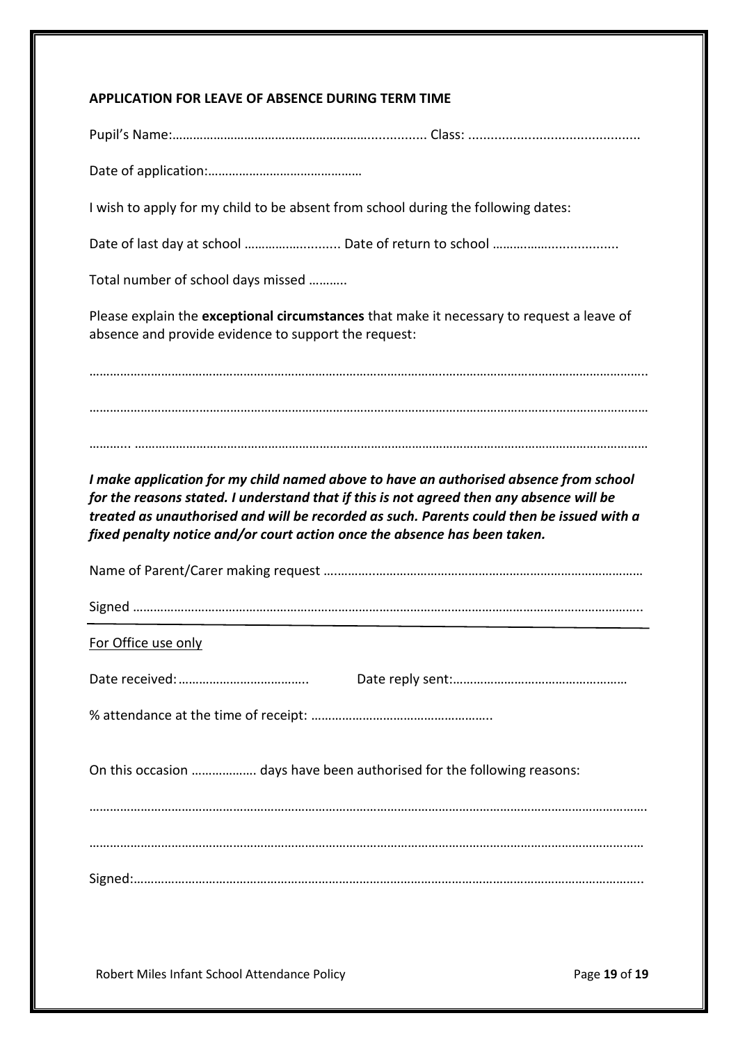**APPLICATION FOR LEAVE OF ABSENCE DURING TERM TIME**

Pupil's Name:…………………………………………………................. Class: ..............................................

Date of application:………………………………………

I wish to apply for my child to be absent from school during the following dates:

Date of last day at school ……………......... Date of return to school ……………...............

Total number of school days missed ………..

Please explain the **exceptional circumstances** that make it necessary to request a leave of absence and provide evidence to support the request:

…………………………………………………………………………………………………………………………………………..

…………………………………………………………………………………………………………………………………………

……….. ………………………………………………………………………………………………………………………………

***I make application for my child named above to have an authorised absence from school for the reasons stated. I understand that if this is not agreed then any absence will be treated as unauthorised and will be recorded as such. Parents could then be issued with a fixed penalty notice and/or court action once the absence has been taken.***

Name of Parent/Carer making request ………………………………………………………………………………

Signed ……………………………………………………………………………………………………………………………..

For Office use only

Date received:……………………………….. Date reply sent:……………………………………………

% attendance at the time of receipt: ……………………………………………..

On this occasion ………………. days have been authorised for the following reasons:

………………………………………………………………………………………………………………………………………….

…………………………………………………………………………………………………………………………………………

Signed:……………………………………………………………………………………………………………………………..